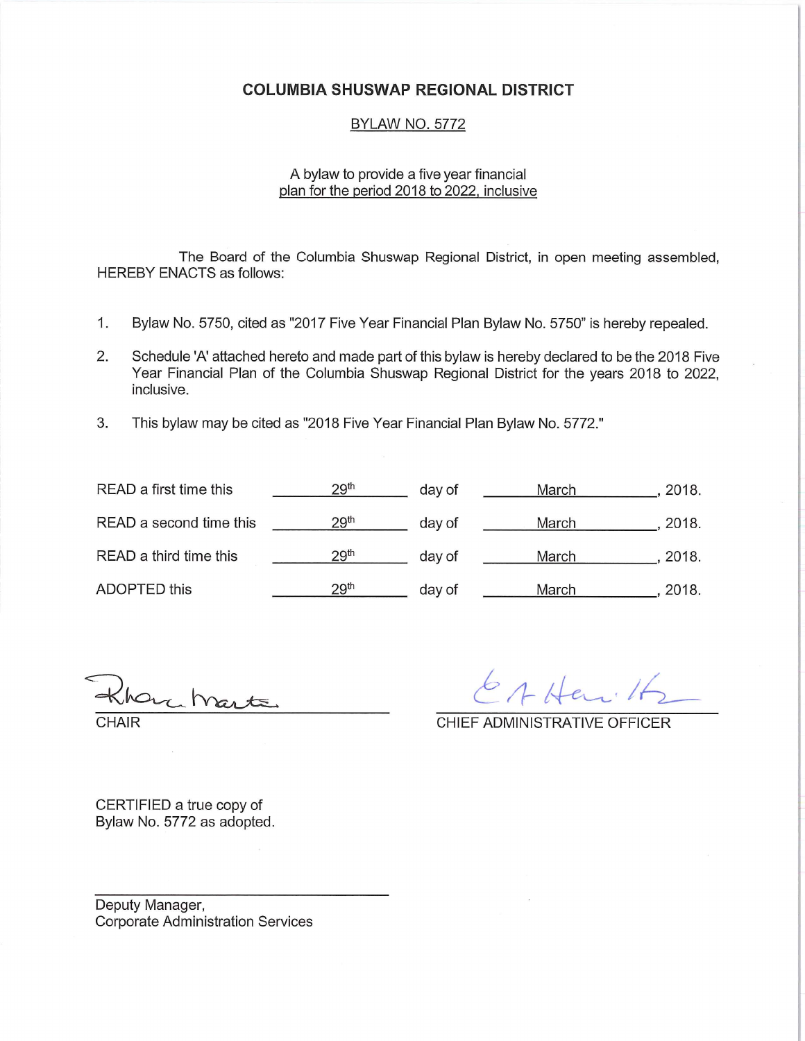# COLUMBIA SHUSWAP REGIONAL DISTRICT

## BYLAW NO. 5772

A bylaw to provide a five year financial plan for the period 2018 to 2022, inclusive

The Board of the Columbia Shuswap Regional District, in open meeting assembled, HEREBY ENACTS as follows:

1. Bylaw No. 5750, cited as "2017 Five Year Financial Plan Bylaw No. 5750" is hereby repealed.
2. Schedule 'A' attached hereto and made part of this bylaw is hereby declared to be the 2018 Five Year Financial Plan of the Columbia Shuswap Regional District for the years 2018 to 2022, inclusive.
3. This bylaw may be cited as "2018 Five Year Financial Plan Bylaw No. 5772."

| | | | | |
|---|---|---|---|---|
| READ a first time this | 29th | day of | March | , 2018. |
| READ a second time this | 29th | day of | March | , 2018. |
| READ a third time this | 29th | day of | March | , 2018. |
| ADOPTED this | 29th | day of | March | , 2018. |

CHAIR

CHIEF ADMINISTRATIVE OFFICER

CERTIFIED a true copy of
Bylaw No. 5772 as adopted.

Deputy Manager,
Corporate Administration Services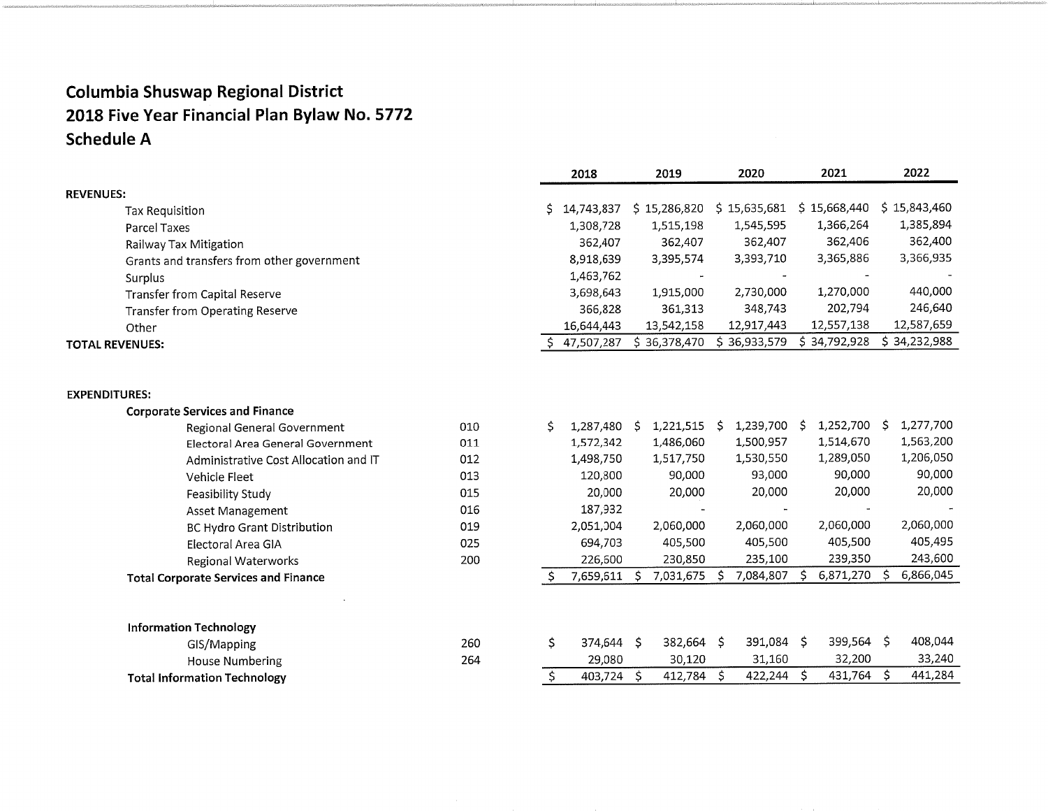# Columbia Shuswap Regional District
## 2018 Five Year Financial Plan Bylaw No. 5772
## Schedule A

| | | 2018 | 2019 | 2020 | 2021 | 2022 |
|---|---|---|---|---|---|---|
| **REVENUES:** | | | | | | |
| Tax Requisition | | $ 14,743,837 | $ 15,286,820 | $ 15,635,681 | $ 15,668,440 | $ 15,843,460 |
| Parcel Taxes | | 1,308,728 | 1,515,198 | 1,545,595 | 1,366,264 | 1,385,894 |
| Railway Tax Mitigation | | 362,407 | 362,407 | 362,407 | 362,406 | 362,400 |
| Grants and transfers from other government | | 8,918,639 | 3,395,574 | 3,393,710 | 3,365,886 | 3,366,935 |
| Surplus | | 1,463,762 | - | - | - | - |
| Transfer from Capital Reserve | | 3,698,643 | 1,915,000 | 2,730,000 | 1,270,000 | 440,000 |
| Transfer from Operating Reserve | | 366,828 | 361,313 | 348,743 | 202,794 | 246,640 |
| Other | | 16,644,443 | 13,542,158 | 12,917,443 | 12,557,138 | 12,587,659 |
| **TOTAL REVENUES:** | | $ 47,507,287 | $ 36,378,470 | $ 36,933,579 | $ 34,792,928 | $ 34,232,988 |
| | | | | | | |
| **EXPENDITURES:** | | | | | | |
| **Corporate Services and Finance** | | | | | | |
| Regional General Government | 010 | $ 1,287,480 | $ 1,221,515 | $ 1,239,700 | $ 1,252,700 | $ 1,277,700 |
| Electoral Area General Government | 011 | 1,572,342 | 1,486,060 | 1,500,957 | 1,514,670 | 1,563,200 |
| Administrative Cost Allocation and IT | 012 | 1,498,750 | 1,517,750 | 1,530,550 | 1,289,050 | 1,206,050 |
| Vehicle Fleet | 013 | 120,800 | 90,000 | 93,000 | 90,000 | 90,000 |
| Feasibility Study | 015 | 20,000 | 20,000 | 20,000 | 20,000 | 20,000 |
| Asset Management | 016 | 187,932 | - | - | - | - |
| BC Hydro Grant Distribution | 019 | 2,051,304 | 2,060,000 | 2,060,000 | 2,060,000 | 2,060,000 |
| Electoral Area GIA | 025 | 694,703 | 405,500 | 405,500 | 405,500 | 405,495 |
| Regional Waterworks | 200 | 226,600 | 230,850 | 235,100 | 239,350 | 243,600 |
| **Total Corporate Services and Finance** | | $ 7,659,611 | $ 7,031,675 | $ 7,084,807 | $ 6,871,270 | $ 6,866,045 |
| | | | | | | |
| **Information Technology** | | | | | | |
| GIS/Mapping | 260 | $ 374,644 | $ 382,664 | $ 391,084 | $ 399,564 | $ 408,044 |
| House Numbering | 264 | 29,080 | 30,120 | 31,160 | 32,200 | 33,240 |
| **Total Information Technology** | | $ 403,724 | $ 412,784 | $ 422,244 | $ 431,764 | $ 441,284 |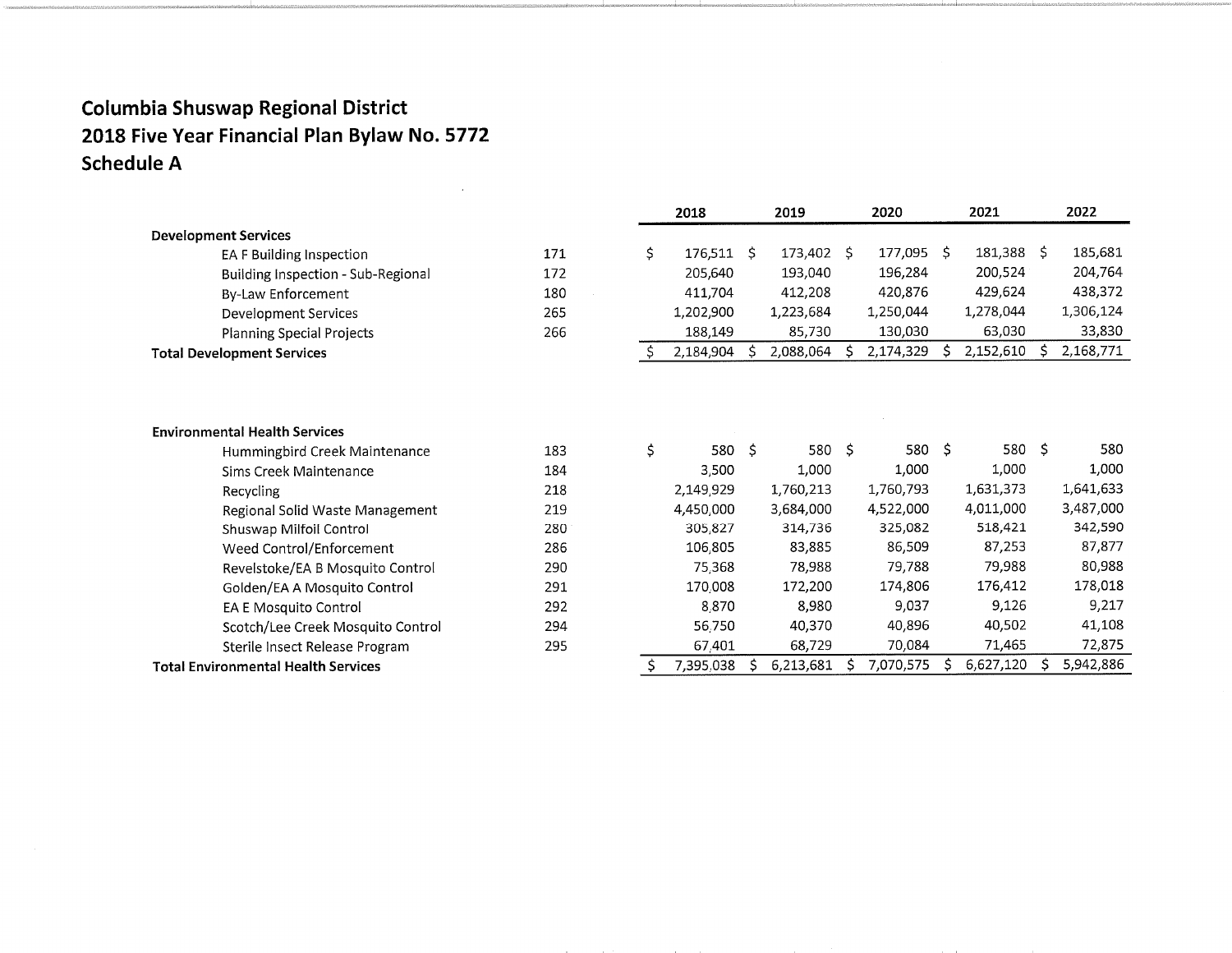# Columbia Shuswap Regional District
## 2018 Five Year Financial Plan Bylaw No. 5772
## Schedule A

| | | 2018 | 2019 | 2020 | 2021 | 2022 |
|---|---|---|---|---|---|---|
| **Development Services** | | | | | | |
| EA F Building Inspection | 171 | $ 176,511 | $ 173,402 | $ 177,095 | $ 181,388 | $ 185,681 |
| Building Inspection - Sub-Regional | 172 | 205,640 | 193,040 | 196,284 | 200,524 | 204,764 |
| By-Law Enforcement | 180 | 411,704 | 412,208 | 420,876 | 429,624 | 438,372 |
| Development Services | 265 | 1,202,900 | 1,223,684 | 1,250,044 | 1,278,044 | 1,306,124 |
| Planning Special Projects | 266 | 188,149 | 85,730 | 130,030 | 63,030 | 33,830 |
| **Total Development Services** | | $ 2,184,904 | $ 2,088,064 | $ 2,174,329 | $ 2,152,610 | $ 2,168,771 |

| | | 2018 | 2019 | 2020 | 2021 | 2022 |
|---|---|---|---|---|---|---|
| **Environmental Health Services** | | | | | | |
| Hummingbird Creek Maintenance | 183 | $ 580 | $ 580 | $ 580 | $ 580 | $ 580 |
| Sims Creek Maintenance | 184 | 3,500 | 1,000 | 1,000 | 1,000 | 1,000 |
| Recycling | 218 | 2,149,929 | 1,760,213 | 1,760,793 | 1,631,373 | 1,641,633 |
| Regional Solid Waste Management | 219 | 4,450,000 | 3,684,000 | 4,522,000 | 4,011,000 | 3,487,000 |
| Shuswap Milfoil Control | 280 | 305,827 | 314,736 | 325,082 | 518,421 | 342,590 |
| Weed Control/Enforcement | 286 | 106,805 | 83,885 | 86,509 | 87,253 | 87,877 |
| Revelstoke/EA B Mosquito Control | 290 | 75,368 | 78,988 | 79,788 | 79,988 | 80,988 |
| Golden/EA A Mosquito Control | 291 | 170,008 | 172,200 | 174,806 | 176,412 | 178,018 |
| EA E Mosquito Control | 292 | 8,870 | 8,980 | 9,037 | 9,126 | 9,217 |
| Scotch/Lee Creek Mosquito Control | 294 | 56,750 | 40,370 | 40,896 | 40,502 | 41,108 |
| Sterile Insect Release Program | 295 | 67,401 | 68,729 | 70,084 | 71,465 | 72,875 |
| **Total Environmental Health Services** | | $ 7,395,038 | $ 6,213,681 | $ 7,070,575 | $ 6,627,120 | $ 5,942,886 |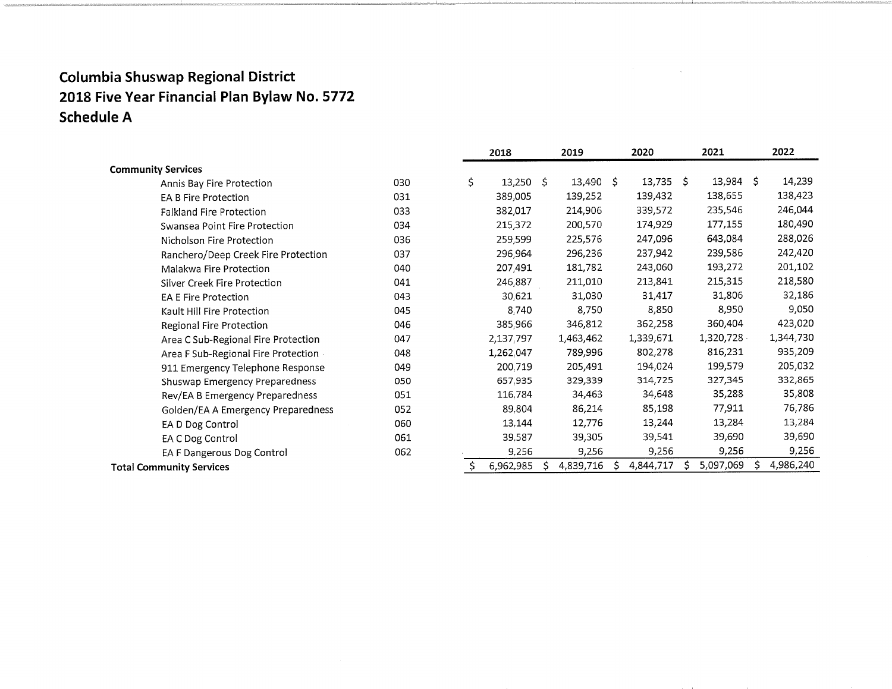# Columbia Shuswap Regional District
# 2018 Five Year Financial Plan Bylaw No. 5772
# Schedule A

| | | 2018 | 2019 | 2020 | 2021 | 2022 |
|---|---|---|---|---|---|---|
| **Community Services** | | | | | | |
| Annis Bay Fire Protection | 030 | $ 13,250 | $ 13,490 | $ 13,735 | $ 13,984 | $ 14,239 |
| EA B Fire Protection | 031 | 389,005 | 139,252 | 139,432 | 138,655 | 138,423 |
| Falkland Fire Protection | 033 | 382,017 | 214,906 | 339,572 | 235,546 | 246,044 |
| Swansea Point Fire Protection | 034 | 215,372 | 200,570 | 174,929 | 177,155 | 180,490 |
| Nicholson Fire Protection | 036 | 259,599 | 225,576 | 247,096 | 643,084 | 288,026 |
| Ranchero/Deep Creek Fire Protection | 037 | 296,964 | 296,236 | 237,942 | 239,586 | 242,420 |
| Malakwa Fire Protection | 040 | 207,491 | 181,782 | 243,060 | 193,272 | 201,102 |
| Silver Creek Fire Protection | 041 | 246,887 | 211,010 | 213,841 | 215,315 | 218,580 |
| EA E Fire Protection | 043 | 30,621 | 31,030 | 31,417 | 31,806 | 32,186 |
| Kault Hill Fire Protection | 045 | 8,740 | 8,750 | 8,850 | 8,950 | 9,050 |
| Regional Fire Protection | 046 | 385,966 | 346,812 | 362,258 | 360,404 | 423,020 |
| Area C Sub-Regional Fire Protection | 047 | 2,137,797 | 1,463,462 | 1,339,671 | 1,320,728 | 1,344,730 |
| Area F Sub-Regional Fire Protection | 048 | 1,262,047 | 789,996 | 802,278 | 816,231 | 935,209 |
| 911 Emergency Telephone Response | 049 | 200,719 | 205,491 | 194,024 | 199,579 | 205,032 |
| Shuswap Emergency Preparedness | 050 | 657,935 | 329,339 | 314,725 | 327,345 | 332,865 |
| Rev/EA B Emergency Preparedness | 051 | 116,784 | 34,463 | 34,648 | 35,288 | 35,808 |
| Golden/EA A Emergency Preparedness | 052 | 89,804 | 86,214 | 85,198 | 77,911 | 76,786 |
| EA D Dog Control | 060 | 13,144 | 12,776 | 13,244 | 13,284 | 13,284 |
| EA C Dog Control | 061 | 39,587 | 39,305 | 39,541 | 39,690 | 39,690 |
| EA F Dangerous Dog Control | 062 | 9,256 | 9,256 | 9,256 | 9,256 | 9,256 |
| **Total Community Services** | | $ 6,962,985 | $ 4,839,716 | $ 4,844,717 | $ 5,097,069 | $ 4,986,240 |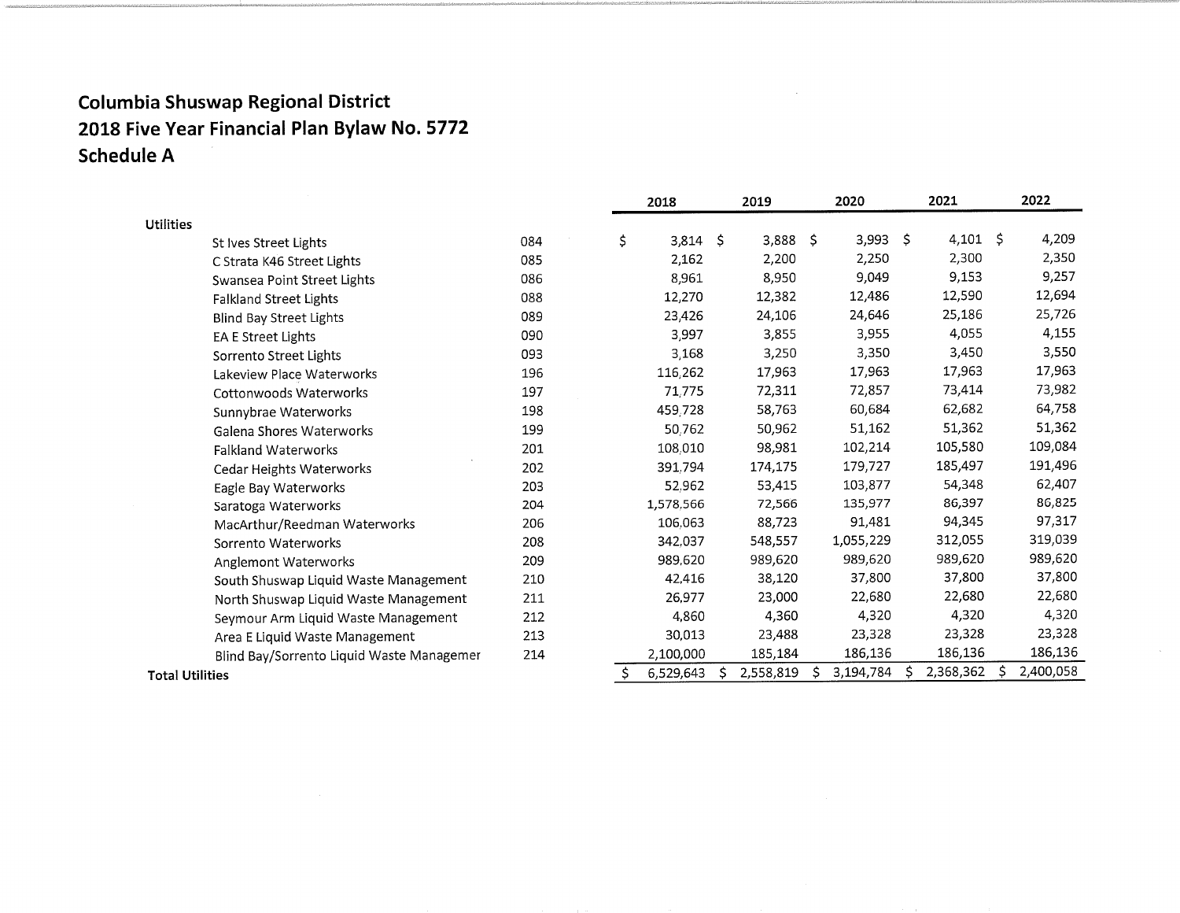# Columbia Shuswap Regional District
# 2018 Five Year Financial Plan Bylaw No. 5772
# Schedule A

| | | 2018 | 2019 | 2020 | 2021 | 2022 |
|---|---|---|---|---|---|---|
| **Utilities** | | | | | | |
| St Ives Street Lights | 084 | $ 3,814 | $ 3,888 | $ 3,993 | $ 4,101 | $ 4,209 |
| C Strata K46 Street Lights | 085 | 2,162 | 2,200 | 2,250 | 2,300 | 2,350 |
| Swansea Point Street Lights | 086 | 8,961 | 8,950 | 9,049 | 9,153 | 9,257 |
| Falkland Street Lights | 088 | 12,270 | 12,382 | 12,486 | 12,590 | 12,694 |
| Blind Bay Street Lights | 089 | 23,426 | 24,106 | 24,646 | 25,186 | 25,726 |
| EA E Street Lights | 090 | 3,997 | 3,855 | 3,955 | 4,055 | 4,155 |
| Sorrento Street Lights | 093 | 3,168 | 3,250 | 3,350 | 3,450 | 3,550 |
| Lakeview Place Waterworks | 196 | 116,262 | 17,963 | 17,963 | 17,963 | 17,963 |
| Cottonwoods Waterworks | 197 | 71,775 | 72,311 | 72,857 | 73,414 | 73,982 |
| Sunnybrae Waterworks | 198 | 459,728 | 58,763 | 60,684 | 62,682 | 64,758 |
| Galena Shores Waterworks | 199 | 50,762 | 50,962 | 51,162 | 51,362 | 51,362 |
| Falkland Waterworks | 201 | 108,010 | 98,981 | 102,214 | 105,580 | 109,084 |
| Cedar Heights Waterworks | 202 | 391,794 | 174,175 | 179,727 | 185,497 | 191,496 |
| Eagle Bay Waterworks | 203 | 52,962 | 53,415 | 103,877 | 54,348 | 62,407 |
| Saratoga Waterworks | 204 | 1,578,566 | 72,566 | 135,977 | 86,397 | 86,825 |
| MacArthur/Reedman Waterworks | 206 | 106,063 | 88,723 | 91,481 | 94,345 | 97,317 |
| Sorrento Waterworks | 208 | 342,037 | 548,557 | 1,055,229 | 312,055 | 319,039 |
| Anglemont Waterworks | 209 | 989,620 | 989,620 | 989,620 | 989,620 | 989,620 |
| South Shuswap Liquid Waste Management | 210 | 42,416 | 38,120 | 37,800 | 37,800 | 37,800 |
| North Shuswap Liquid Waste Management | 211 | 26,977 | 23,000 | 22,680 | 22,680 | 22,680 |
| Seymour Arm Liquid Waste Management | 212 | 4,860 | 4,360 | 4,320 | 4,320 | 4,320 |
| Area E Liquid Waste Management | 213 | 30,013 | 23,488 | 23,328 | 23,328 | 23,328 |
| Blind Bay/Sorrento Liquid Waste Managemer | 214 | 2,100,000 | 185,184 | 186,136 | 186,136 | 186,136 |
| **Total Utilities** | | $ 6,529,643 | $ 2,558,819 | $ 3,194,784 | $ 2,368,362 | $ 2,400,058 |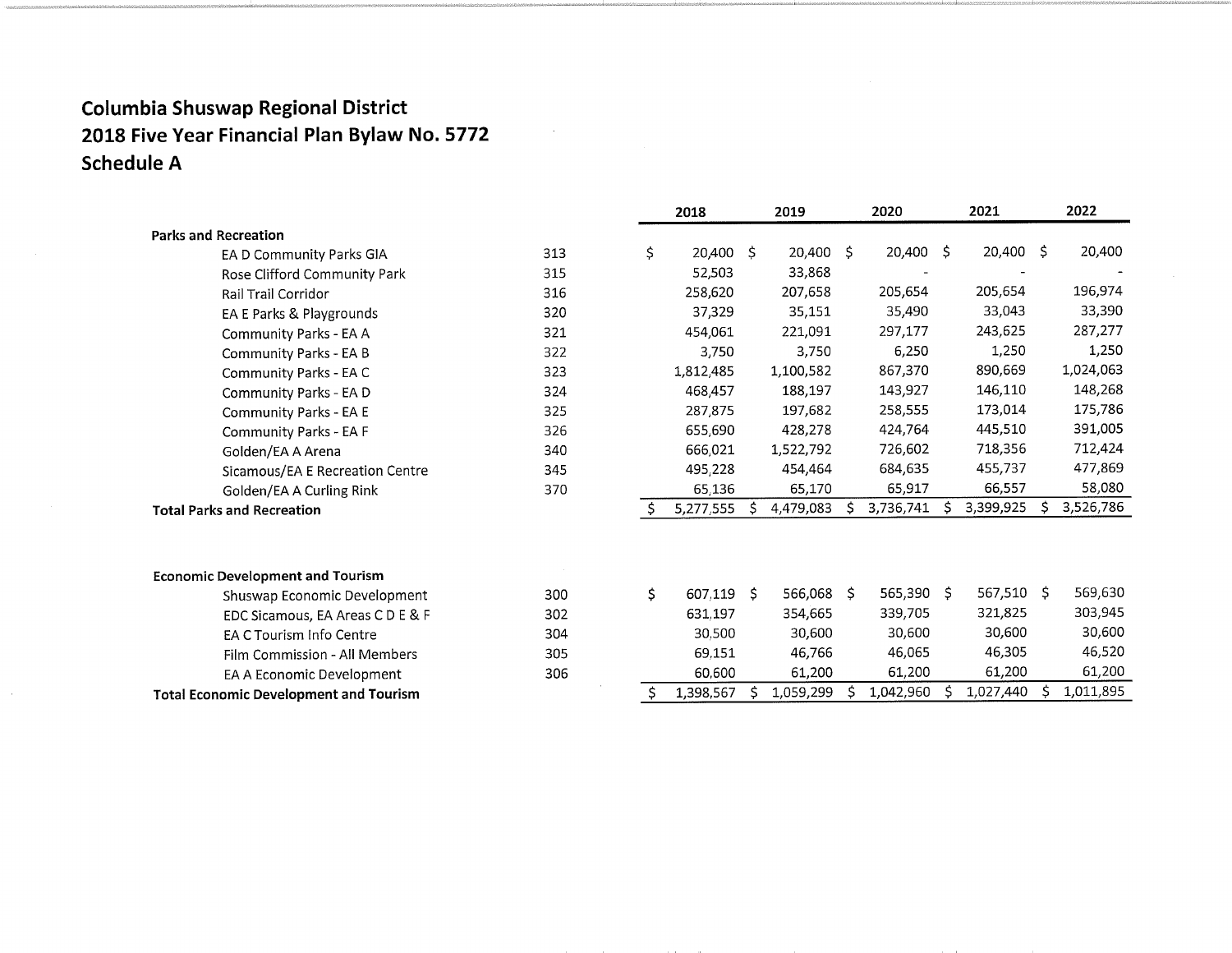# Columbia Shuswap Regional District
## 2018 Five Year Financial Plan Bylaw No. 5772
## Schedule A

| | | 2018 | 2019 | 2020 | 2021 | 2022 |
|---|---|---|---|---|---|---|
| **Parks and Recreation** | | | | | | |
| EA D Community Parks GIA | 313 | $ 20,400 | $ 20,400 | $ 20,400 | $ 20,400 | $ 20,400 |
| Rose Clifford Community Park | 315 | 52,503 | 33,868 | - | - | - |
| Rail Trail Corridor | 316 | 258,620 | 207,658 | 205,654 | 205,654 | 196,974 |
| EA E Parks & Playgrounds | 320 | 37,329 | 35,151 | 35,490 | 33,043 | 33,390 |
| Community Parks - EA A | 321 | 454,061 | 221,091 | 297,177 | 243,625 | 287,277 |
| Community Parks - EA B | 322 | 3,750 | 3,750 | 6,250 | 1,250 | 1,250 |
| Community Parks - EA C | 323 | 1,812,485 | 1,100,582 | 867,370 | 890,669 | 1,024,063 |
| Community Parks - EA D | 324 | 468,457 | 188,197 | 143,927 | 146,110 | 148,268 |
| Community Parks - EA E | 325 | 287,875 | 197,682 | 258,555 | 173,014 | 175,786 |
| Community Parks - EA F | 326 | 655,690 | 428,278 | 424,764 | 445,510 | 391,005 |
| Golden/EA A Arena | 340 | 666,021 | 1,522,792 | 726,602 | 718,356 | 712,424 |
| Sicamous/EA E Recreation Centre | 345 | 495,228 | 454,464 | 684,635 | 455,737 | 477,869 |
| Golden/EA A Curling Rink | 370 | 65,136 | 65,170 | 65,917 | 66,557 | 58,080 |
| **Total Parks and Recreation** | | $ 5,277,555 | $ 4,479,083 | $ 3,736,741 | $ 3,399,925 | $ 3,526,786 |
| | | | | | | |
| **Economic Development and Tourism** | | | | | | |
| Shuswap Economic Development | 300 | $ 607,119 | $ 566,068 | $ 565,390 | $ 567,510 | $ 569,630 |
| EDC Sicamous, EA Areas C D E & F | 302 | 631,197 | 354,665 | 339,705 | 321,825 | 303,945 |
| EA C Tourism Info Centre | 304 | 30,500 | 30,600 | 30,600 | 30,600 | 30,600 |
| Film Commission - All Members | 305 | 69,151 | 46,766 | 46,065 | 46,305 | 46,520 |
| EA A Economic Development | 306 | 60,600 | 61,200 | 61,200 | 61,200 | 61,200 |
| **Total Economic Development and Tourism** | | $ 1,398,567 | $ 1,059,299 | $ 1,042,960 | $ 1,027,440 | $ 1,011,895 |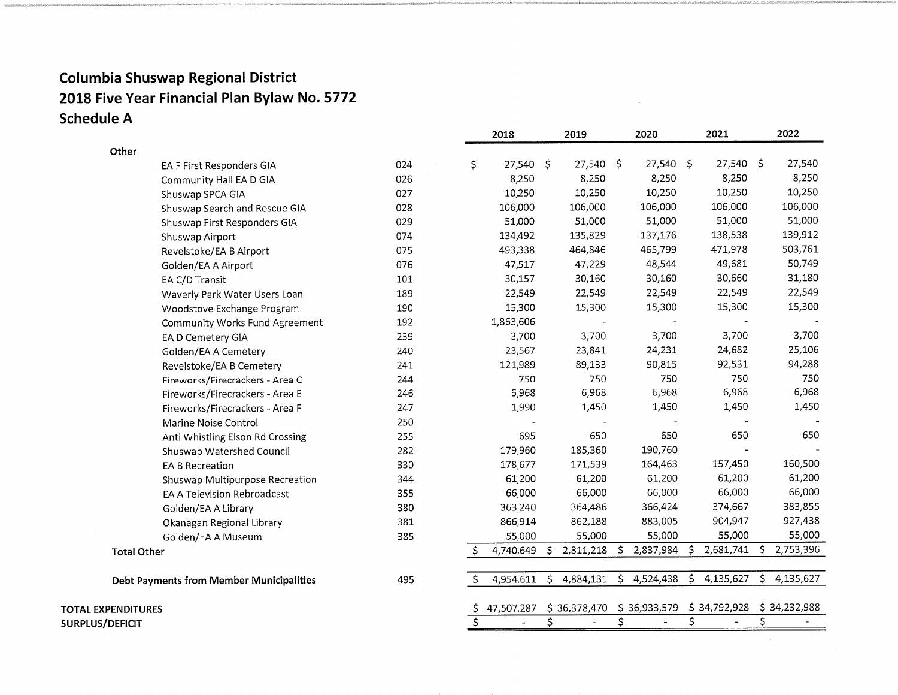# Columbia Shuswap Regional District
## 2018 Five Year Financial Plan Bylaw No. 5772
## Schedule A

| | | 2018 | 2019 | 2020 | 2021 | 2022 |
|---|---|---|---|---|---|---|
| **Other** | | | | | | |
| EA F First Responders GIA | 024 | $ 27,540 | $ 27,540 | $ 27,540 | $ 27,540 | $ 27,540 |
| Community Hall EA D GIA | 026 | 8,250 | 8,250 | 8,250 | 8,250 | 8,250 |
| Shuswap SPCA GIA | 027 | 10,250 | 10,250 | 10,250 | 10,250 | 10,250 |
| Shuswap Search and Rescue GIA | 028 | 106,000 | 106,000 | 106,000 | 106,000 | 106,000 |
| Shuswap First Responders GIA | 029 | 51,000 | 51,000 | 51,000 | 51,000 | 51,000 |
| Shuswap Airport | 074 | 134,492 | 135,829 | 137,176 | 138,538 | 139,912 |
| Revelstoke/EA B Airport | 075 | 493,338 | 464,846 | 465,799 | 471,978 | 503,761 |
| Golden/EA A Airport | 076 | 47,517 | 47,229 | 48,544 | 49,681 | 50,749 |
| EA C/D Transit | 101 | 30,157 | 30,160 | 30,160 | 30,660 | 31,180 |
| Waverly Park Water Users Loan | 189 | 22,549 | 22,549 | 22,549 | 22,549 | 22,549 |
| Woodstove Exchange Program | 190 | 15,300 | 15,300 | 15,300 | 15,300 | 15,300 |
| Community Works Fund Agreement | 192 | 1,863,606 | - | - | - | - |
| EA D Cemetery GIA | 239 | 3,700 | 3,700 | 3,700 | 3,700 | 3,700 |
| Golden/EA A Cemetery | 240 | 23,567 | 23,841 | 24,231 | 24,682 | 25,106 |
| Revelstoke/EA B Cemetery | 241 | 121,989 | 89,133 | 90,815 | 92,531 | 94,288 |
| Fireworks/Firecrackers - Area C | 244 | 750 | 750 | 750 | 750 | 750 |
| Fireworks/Firecrackers - Area E | 246 | 6,968 | 6,968 | 6,968 | 6,968 | 6,968 |
| Fireworks/Firecrackers - Area F | 247 | 1,990 | 1,450 | 1,450 | 1,450 | 1,450 |
| Marine Noise Control | 250 | - | - | - | - | - |
| Anti Whistling Elson Rd Crossing | 255 | 695 | 650 | 650 | 650 | 650 |
| Shuswap Watershed Council | 282 | 179,960 | 185,360 | 190,760 | - | - |
| EA B Recreation | 330 | 178,677 | 171,539 | 164,463 | 157,450 | 160,500 |
| Shuswap Multipurpose Recreation | 344 | 61,200 | 61,200 | 61,200 | 61,200 | 61,200 |
| EA A Television Rebroadcast | 355 | 66,000 | 66,000 | 66,000 | 66,000 | 66,000 |
| Golden/EA A Library | 380 | 363,240 | 364,486 | 366,424 | 374,667 | 383,855 |
| Okanagan Regional Library | 381 | 866,914 | 862,188 | 883,005 | 904,947 | 927,438 |
| Golden/EA A Museum | 385 | 55,000 | 55,000 | 55,000 | 55,000 | 55,000 |
| **Total Other** | | $ 4,740,649 | $ 2,811,218 | $ 2,837,984 | $ 2,681,741 | $ 2,753,396 |
| **Debt Payments from Member Municipalities** | 495 | $ 4,954,611 | $ 4,884,131 | $ 4,524,438 | $ 4,135,627 | $ 4,135,627 |
| **TOTAL EXPENDITURES** | | $ 47,507,287 | $ 36,378,470 | $ 36,933,579 | $ 34,792,928 | $ 34,232,988 |
| **SURPLUS/DEFICIT** | | $ - | $ - | $ - | $ - | $ - |